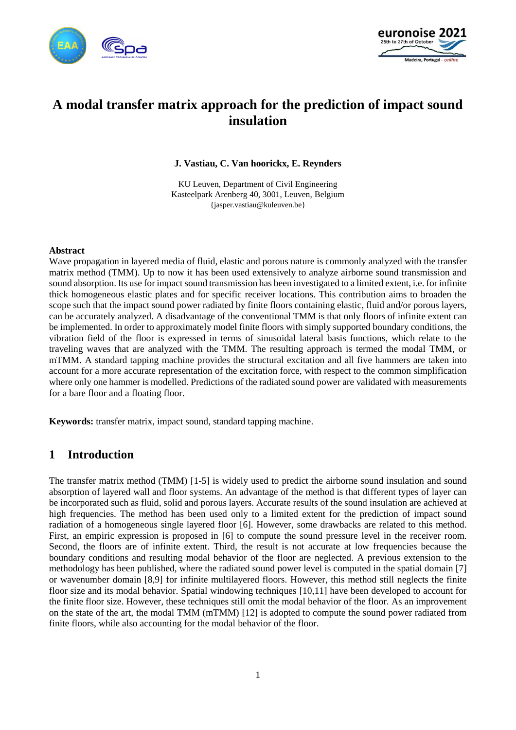# A modal transfer matrix approach for the prediction of impact sound insulation

**J. Vastiau, C. Van hoorickx, E. Reynders**

KU Leuven, Department of Civil Engineering
Kasteelpark Arenberg 40, 3001, Leuven, Belgium
{jasper.vastiau@kuleuven.be}

### Abstract

Wave propagation in layered media of fluid, elastic and porous nature is commonly analyzed with the transfer matrix method (TMM). Up to now it has been used extensively to analyze airborne sound transmission and sound absorption. Its use for impact sound transmission has been investigated to a limited extent, i.e. for infinite thick homogeneous elastic plates and for specific receiver locations. This contribution aims to broaden the scope such that the impact sound power radiated by finite floors containing elastic, fluid and/or porous layers, can be accurately analyzed. A disadvantage of the conventional TMM is that only floors of infinite extent can be implemented. In order to approximately model finite floors with simply supported boundary conditions, the vibration field of the floor is expressed in terms of sinusoidal lateral basis functions, which relate to the traveling waves that are analyzed with the TMM. The resulting approach is termed the modal TMM, or mTMM. A standard tapping machine provides the structural excitation and all five hammers are taken into account for a more accurate representation of the excitation force, with respect to the common simplification where only one hammer is modelled. Predictions of the radiated sound power are validated with measurements for a bare floor and a floating floor.

**Keywords:** transfer matrix, impact sound, standard tapping machine.

## 1 Introduction

The transfer matrix method (TMM) [1-5] is widely used to predict the airborne sound insulation and sound absorption of layered wall and floor systems. An advantage of the method is that different types of layer can be incorporated such as fluid, solid and porous layers. Accurate results of the sound insulation are achieved at high frequencies. The method has been used only to a limited extent for the prediction of impact sound radiation of a homogeneous single layered floor [6]. However, some drawbacks are related to this method. First, an empiric expression is proposed in [6] to compute the sound pressure level in the receiver room. Second, the floors are of infinite extent. Third, the result is not accurate at low frequencies because the boundary conditions and resulting modal behavior of the floor are neglected. A previous extension to the methodology has been published, where the radiated sound power level is computed in the spatial domain [7] or wavenumber domain [8,9] for infinite multilayered floors. However, this method still neglects the finite floor size and its modal behavior. Spatial windowing techniques [10,11] have been developed to account for the finite floor size. However, these techniques still omit the modal behavior of the floor. As an improvement on the state of the art, the modal TMM (mTMM) [12] is adopted to compute the sound power radiated from finite floors, while also accounting for the modal behavior of the floor.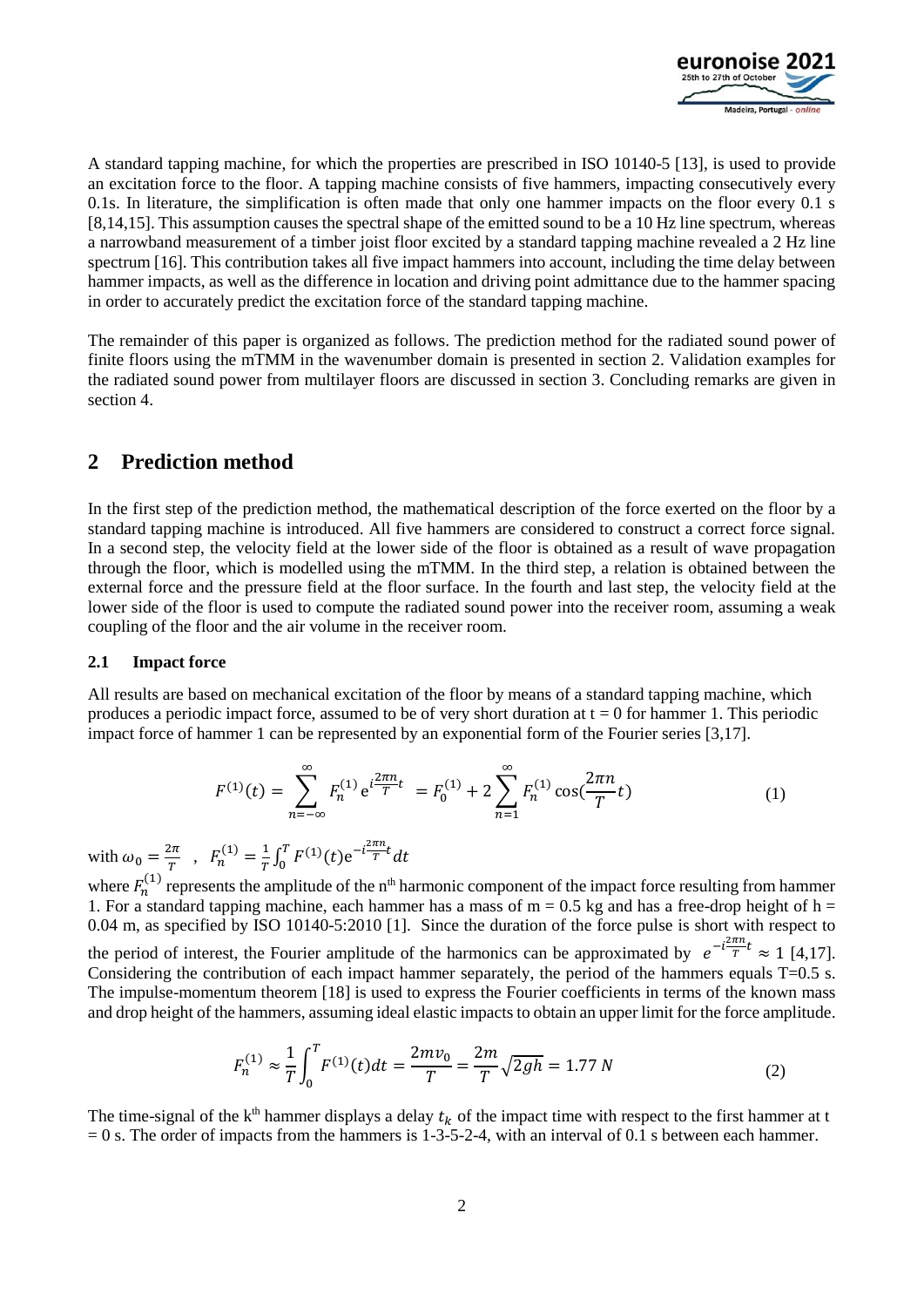A standard tapping machine, for which the properties are prescribed in ISO 10140-5 [13], is used to provide an excitation force to the floor. A tapping machine consists of five hammers, impacting consecutively every 0.1s. In literature, the simplification is often made that only one hammer impacts on the floor every 0.1 s [8,14,15]. This assumption causes the spectral shape of the emitted sound to be a 10 Hz line spectrum, whereas a narrowband measurement of a timber joist floor excited by a standard tapping machine revealed a 2 Hz line spectrum [16]. This contribution takes all five impact hammers into account, including the time delay between hammer impacts, as well as the difference in location and driving point admittance due to the hammer spacing in order to accurately predict the excitation force of the standard tapping machine.

The remainder of this paper is organized as follows. The prediction method for the radiated sound power of finite floors using the mTMM in the wavenumber domain is presented in section 2. Validation examples for the radiated sound power from multilayer floors are discussed in section 3. Concluding remarks are given in section 4.

## 2 Prediction method

In the first step of the prediction method, the mathematical description of the force exerted on the floor by a standard tapping machine is introduced. All five hammers are considered to construct a correct force signal. In a second step, the velocity field at the lower side of the floor is obtained as a result of wave propagation through the floor, which is modelled using the mTMM. In the third step, a relation is obtained between the external force and the pressure field at the floor surface. In the fourth and last step, the velocity field at the lower side of the floor is used to compute the radiated sound power into the receiver room, assuming a weak coupling of the floor and the air volume in the receiver room.

### 2.1 Impact force

All results are based on mechanical excitation of the floor by means of a standard tapping machine, which produces a periodic impact force, assumed to be of very short duration at t = 0 for hammer 1. This periodic impact force of hammer 1 can be represented by an exponential form of the Fourier series [3,17].

$$F^{(1)}(t) = \sum_{n=-\infty}^{\infty} F_n^{(1)} \, \mathrm{e}^{i\frac{2\pi n}{T}t} = F_0^{(1)} + 2\sum_{n=1}^{\infty} F_n^{(1)} \cos(\frac{2\pi n}{T}t) \tag{1}$$

with $\omega_0 = \frac{2\pi}{T}$ , $F_n^{(1)} = \frac{1}{T}\int_0^T F^{(1)}(t)\mathrm{e}^{-i\frac{2\pi n}{T}t}dt$

where $F_n^{(1)}$ represents the amplitude of the n[th] harmonic component of the impact force resulting from hammer 1. For a standard tapping machine, each hammer has a mass of m = 0.5 kg and has a free-drop height of h = 0.04 m, as specified by ISO 10140-5:2010 [1]. Since the duration of the force pulse is short with respect to the period of interest, the Fourier amplitude of the harmonics can be approximated by $e^{-i\frac{2\pi n}{T}t} \approx 1$ [4,17]. Considering the contribution of each impact hammer separately, the period of the hammers equals T=0.5 s. The impulse-momentum theorem [18] is used to express the Fourier coefficients in terms of the known mass and drop height of the hammers, assuming ideal elastic impacts to obtain an upper limit for the force amplitude.

$$F_n^{(1)} \approx \frac{1}{T}\int_0^T F^{(1)}(t)dt = \frac{2mv_0}{T} = \frac{2m}{T}\sqrt{2gh} = 1.77\ N \tag{2}$$

The time-signal of the k[th] hammer displays a delay $t_k$ of the impact time with respect to the first hammer at t = 0 s. The order of impacts from the hammers is 1-3-5-2-4, with an interval of 0.1 s between each hammer.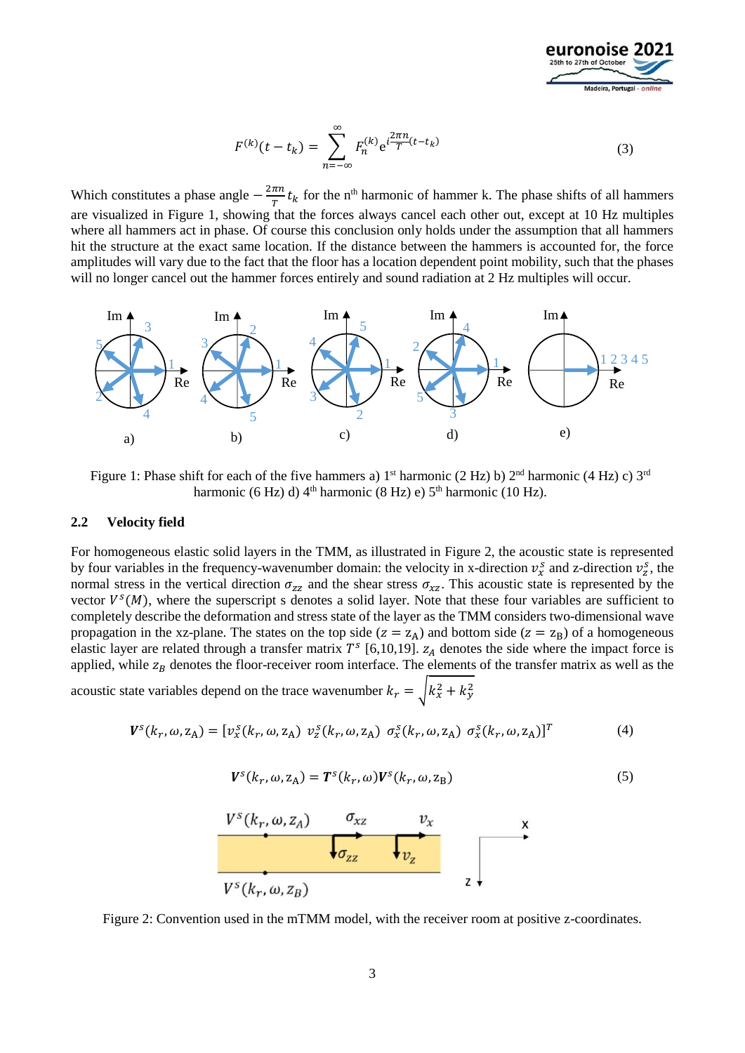$$F^{(k)}(t - t_k) = \sum_{n=-\infty}^{\infty} F_n^{(k)} e^{i\frac{2\pi n}{T}(t - t_k)} \tag{3}$$

Which constitutes a phase angle $-\frac{2\pi n}{T} t_k$ for the n[th] harmonic of hammer k. The phase shifts of all hammers are visualized in Figure 1, showing that the forces always cancel each other out, except at 10 Hz multiples where all hammers act in phase. Of course this conclusion only holds under the assumption that all hammers hit the structure at the exact same location. If the distance between the hammers is accounted for, the force amplitudes will vary due to the fact that the floor has a location dependent point mobility, such that the phases will no longer cancel out the hammer forces entirely and sound radiation at 2 Hz multiples will occur.

Figure 1: Phase shift for each of the five hammers a) 1[st] harmonic (2 Hz) b) 2[nd] harmonic (4 Hz) c) 3[rd] harmonic (6 Hz) d) 4[th] harmonic (8 Hz) e) 5[th] harmonic (10 Hz).

### 2.2 Velocity field

For homogeneous elastic solid layers in the TMM, as illustrated in Figure 2, the acoustic state is represented by four variables in the frequency-wavenumber domain: the velocity in x-direction $v_x^s$ and z-direction $v_z^s$, the normal stress in the vertical direction $\sigma_{zz}$ and the shear stress $\sigma_{xz}$. This acoustic state is represented by the vector $V^s(M)$, where the superscript s denotes a solid layer. Note that these four variables are sufficient to completely describe the deformation and stress state of the layer as the TMM considers two-dimensional wave propagation in the xz-plane. The states on the top side ($z = z_A$) and bottom side ($z = z_B$) of a homogeneous elastic layer are related through a transfer matrix $T^s$ [6,10,19]. $z_A$ denotes the side where the impact force is applied, while $z_B$ denotes the floor-receiver room interface. The elements of the transfer matrix as well as the acoustic state variables depend on the trace wavenumber $k_r = \sqrt{k_x^2 + k_y^2}$

$$\boldsymbol{V}^s(k_r, \omega, z_A) = [v_x^s(k_r, \omega, z_A) \;\; v_z^s(k_r, \omega, z_A) \;\; \sigma_z^s(k_r, \omega, z_A) \;\; \sigma_x^s(k_r, \omega, z_A)]^T \tag{4}$$

$$\boldsymbol{V}^s(k_r, \omega, z_A) = \boldsymbol{T}^s(k_r, \omega)\boldsymbol{V}^s(k_r, \omega, z_B) \tag{5}$$

Figure 2: Convention used in the mTMM model, with the receiver room at positive z-coordinates.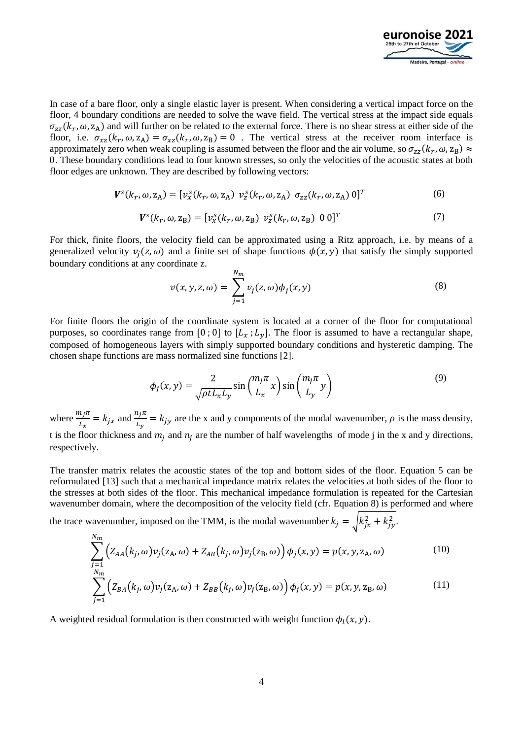In case of a bare floor, only a single elastic layer is present. When considering a vertical impact force on the floor, 4 boundary conditions are needed to solve the wave field. The vertical stress at the impact side equals $\sigma_{zz}(k_r, \omega, z_A)$ and will further on be related to the external force. There is no shear stress at either side of the floor, i.e. $\sigma_{xz}(k_r, \omega, z_A) = \sigma_{xz}(k_r, \omega, z_B) = 0$ . The vertical stress at the receiver room interface is approximately zero when weak coupling is assumed between the floor and the air volume, so $\sigma_{zz}(k_r, \omega, z_B) \approx 0$. These boundary conditions lead to four known stresses, so only the velocities of the acoustic states at both floor edges are unknown. They are described by following vectors:

$$\boldsymbol{V}^s(k_r, \omega, z_A) = [v_x^s(k_r, \omega, z_A)\ v_z^s(k_r, \omega, z_A)\ \sigma_{zz}(k_r, \omega, z_A)\ 0]^T \tag{6}$$

$$\boldsymbol{V}^s(k_r, \omega, z_B) = [v_x^s(k_r, \omega, z_B)\ v_z^s(k_r, \omega, z_B)\ 0\ 0]^T \tag{7}$$

For thick, finite floors, the velocity field can be approximated using a Ritz approach, i.e. by means of a generalized velocity $v_j(z, \omega)$ and a finite set of shape functions $\phi(x, y)$ that satisfy the simply supported boundary conditions at any coordinate z.

$$v(x, y, z, \omega) = \sum_{j=1}^{N_m} v_j(z, \omega)\phi_j(x, y) \tag{8}$$

For finite floors the origin of the coordinate system is located at a corner of the floor for computational purposes, so coordinates range from $[0\,;0]$ to $[L_x\,;L_y]$. The floor is assumed to have a rectangular shape, composed of homogeneous layers with simply supported boundary conditions and hysteretic damping. The chosen shape functions are mass normalized sine functions [2].

$$\phi_j(x, y) = \frac{2}{\sqrt{\rho t L_x L_y}} \sin\left(\frac{m_j \pi}{L_x} x\right) \sin\left(\frac{m_j \pi}{L_y} y\right) \tag{9}$$

where $\frac{m_j \pi}{L_x} = k_{jx}$ and $\frac{n_j \pi}{L_y} = k_{jy}$ are the x and y components of the modal wavenumber, $\rho$ is the mass density, t is the floor thickness and $m_j$ and $n_j$ are the number of half wavelengths of mode j in the x and y directions, respectively.

The transfer matrix relates the acoustic states of the top and bottom sides of the floor. Equation 5 can be reformulated [13] such that a mechanical impedance matrix relates the velocities at both sides of the floor to the stresses at both sides of the floor. This mechanical impedance formulation is repeated for the Cartesian wavenumber domain, where the decomposition of the velocity field (cfr. Equation 8) is performed and where the trace wavenumber, imposed on the TMM, is the modal wavenumber $k_j = \sqrt{k_{jx}^2 + k_{jy}^2}$.

$$\sum_{j=1}^{N_m} \left( Z_{AA}(k_j, \omega) v_j(z_A, \omega) + Z_{AB}(k_j, \omega) v_j(z_B, \omega) \right) \phi_j(x, y) = p(x, y, z_A, \omega) \tag{10}$$

$$\sum_{j=1}^{N_m} \left( Z_{BA}(k_j, \omega) v_j(z_A, \omega) + Z_{BB}(k_j, \omega) v_j(z_B, \omega) \right) \phi_j(x, y) = p(x, y, z_B, \omega) \tag{11}$$

A weighted residual formulation is then constructed with weight function $\phi_l(x, y)$.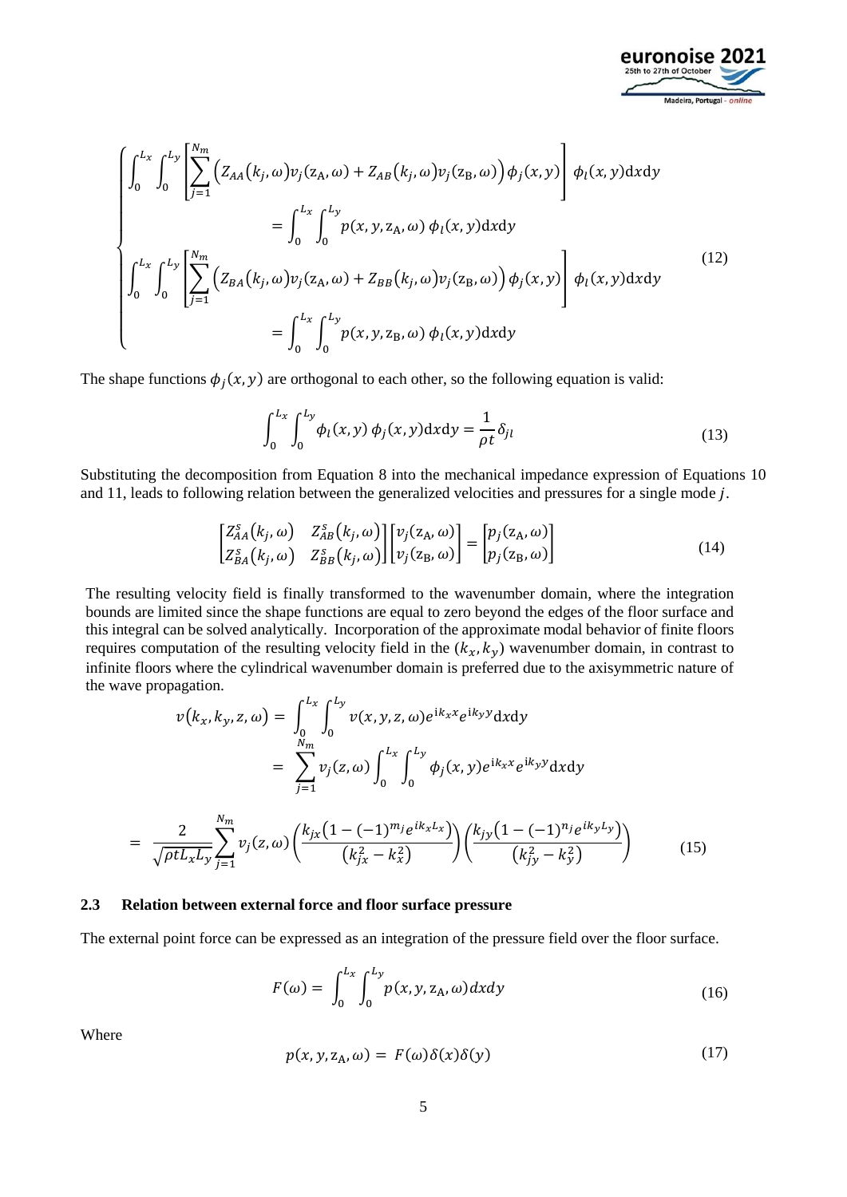$$
\begin{cases}
\int_0^{L_x}\int_0^{L_y}\left[\sum_{j=1}^{N_m}\left(Z_{AA}(k_j,\omega)v_j(\mathrm{z_A},\omega)+Z_{AB}(k_j,\omega)v_j(\mathrm{z_B},\omega)\right)\phi_j(x,y)\right]\phi_l(x,y)\mathrm{d}x\mathrm{d}y \\
\qquad = \int_0^{L_x}\int_0^{L_y} p(x,y,\mathrm{z_A},\omega)\,\phi_l(x,y)\mathrm{d}x\mathrm{d}y \\
\int_0^{L_x}\int_0^{L_y}\left[\sum_{j=1}^{N_m}\left(Z_{BA}(k_j,\omega)v_j(\mathrm{z_A},\omega)+Z_{BB}(k_j,\omega)v_j(\mathrm{z_B},\omega)\right)\phi_j(x,y)\right]\phi_l(x,y)\mathrm{d}x\mathrm{d}y \\
\qquad = \int_0^{L_x}\int_0^{L_y} p(x,y,\mathrm{z_B},\omega)\,\phi_l(x,y)\mathrm{d}x\mathrm{d}y
\end{cases}
\tag{12}
$$

The shape functions $\phi_j(x,y)$ are orthogonal to each other, so the following equation is valid:

$$
\int_0^{L_x}\int_0^{L_y}\phi_l(x,y)\,\phi_j(x,y)\mathrm{d}x\mathrm{d}y = \frac{1}{\rho t}\delta_{jl} \tag{13}
$$

Substituting the decomposition from Equation 8 into the mechanical impedance expression of Equations 10 and 11, leads to following relation between the generalized velocities and pressures for a single mode $j$.

$$
\begin{bmatrix} Z_{AA}^{s}(k_j,\omega) & Z_{AB}^{s}(k_j,\omega) \\ Z_{BA}^{s}(k_j,\omega) & Z_{BB}^{s}(k_j,\omega)\end{bmatrix}
\begin{bmatrix} v_j(\mathrm{z_A},\omega) \\ v_j(\mathrm{z_B},\omega)\end{bmatrix}
=
\begin{bmatrix} p_j(\mathrm{z_A},\omega) \\ p_j(\mathrm{z_B},\omega)\end{bmatrix}
\tag{14}
$$

The resulting velocity field is finally transformed to the wavenumber domain, where the integration bounds are limited since the shape functions are equal to zero beyond the edges of the floor surface and this integral can be solved analytically. Incorporation of the approximate modal behavior of finite floors requires computation of the resulting velocity field in the $(k_x, k_y)$ wavenumber domain, in contrast to infinite floors where the cylindrical wavenumber domain is preferred due to the axisymmetric nature of the wave propagation.

$$
\begin{aligned}
v(k_x,k_y,z,\omega) &= \int_0^{L_x}\int_0^{L_y} v(x,y,z,\omega)e^{\mathrm{i}k_x x}e^{\mathrm{i}k_y y}\mathrm{d}x\mathrm{d}y \\
&= \sum_{j=1}^{N_m} v_j(z,\omega)\int_0^{L_x}\int_0^{L_y}\phi_j(x,y)e^{\mathrm{i}k_x x}e^{\mathrm{i}k_y y}\mathrm{d}x\mathrm{d}y
\end{aligned}
$$

$$
= \frac{2}{\sqrt{\rho t L_x L_y}}\sum_{j=1}^{N_m} v_j(z,\omega)\left(\frac{k_{jx}\left(1-(-1)^{m_j}e^{ik_xL_x}\right)}{\left(k_{jx}^2-k_x^2\right)}\right)\left(\frac{k_{jy}\left(1-(-1)^{n_j}e^{ik_yL_y}\right)}{\left(k_{jy}^2-k_y^2\right)}\right) \tag{15}
$$

### 2.3 Relation between external force and floor surface pressure

The external point force can be expressed as an integration of the pressure field over the floor surface.

$$
F(\omega) = \int_0^{L_x}\int_0^{L_y} p(x,y,\mathrm{z_A},\omega)\,dxdy \tag{16}
$$

Where

$$
p(x,y,\mathrm{z_A},\omega) = F(\omega)\delta(x)\delta(y) \tag{17}
$$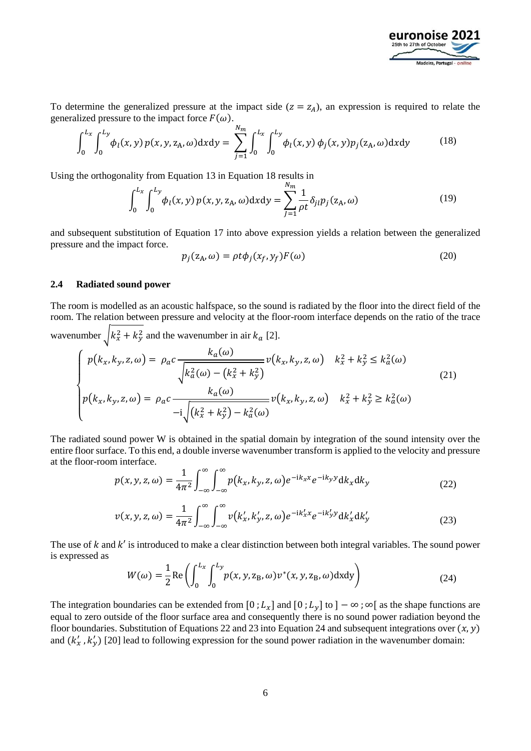To determine the generalized pressure at the impact side ($z = z_A$), an expression is required to relate the generalized pressure to the impact force $F(\omega)$.

$$\int_0^{L_x}\int_0^{L_y} \phi_l(x,y)\, p(x,y,\mathrm{z_A},\omega)\mathrm{d}x\mathrm{d}y = \sum_{j=1}^{N_m} \int_0^{L_x}\int_0^{L_y} \phi_l(x,y)\, \phi_j(x,y) p_j(\mathrm{z_A},\omega)\mathrm{d}x\mathrm{d}y \tag{18}$$

Using the orthogonality from Equation 13 in Equation 18 results in

$$\int_0^{L_x}\int_0^{L_y} \phi_l(x,y)\, p(x,y,\mathrm{z_A},\omega)\mathrm{d}x\mathrm{d}y = \sum_{j=1}^{N_m} \frac{1}{\rho t} \delta_{jl} p_j(\mathrm{z_A},\omega) \tag{19}$$

and subsequent substitution of Equation 17 into above expression yields a relation between the generalized pressure and the impact force.

$$p_j(\mathrm{z_A},\omega) = \rho t \phi_j(x_f, y_f) F(\omega) \tag{20}$$

### 2.4 Radiated sound power

The room is modelled as an acoustic halfspace, so the sound is radiated by the floor into the direct field of the room. The relation between pressure and velocity at the floor-room interface depends on the ratio of the trace wavenumber $\sqrt{k_x^2 + k_y^2}$ and the wavenumber in air $k_a$ [2].

$$\begin{cases} p(k_x,k_y,z,\omega) = \rho_a c \dfrac{k_a(\omega)}{\sqrt{k_a^2(\omega) - (k_x^2 + k_y^2)}} v(k_x,k_y,z,\omega) & k_x^2 + k_y^2 \leq k_a^2(\omega) \\ p(k_x,k_y,z,\omega) = \rho_a c \dfrac{k_a(\omega)}{-\mathrm{i}\sqrt{(k_x^2 + k_y^2) - k_a^2(\omega)}} v(k_x,k_y,z,\omega) & k_x^2 + k_y^2 \geq k_a^2(\omega) \end{cases} \tag{21}$$

The radiated sound power W is obtained in the spatial domain by integration of the sound intensity over the entire floor surface. To this end, a double inverse wavenumber transform is applied to the velocity and pressure at the floor-room interface.

$$p(x,y,z,\omega) = \frac{1}{4\pi^2}\int_{-\infty}^{\infty}\int_{-\infty}^{\infty} p(k_x,k_y,z,\omega) e^{-\mathrm{i}k_x x} e^{-\mathrm{i}k_y y} \mathrm{d}k_x \mathrm{d}k_y \tag{22}$$

$$v(x,y,z,\omega) = \frac{1}{4\pi^2}\int_{-\infty}^{\infty}\int_{-\infty}^{\infty} v(k'_x,k'_y,z,\omega) e^{-\mathrm{i}k'_x x} e^{-\mathrm{i}k'_y y} \mathrm{d}k'_x \mathrm{d}k'_y \tag{23}$$

The use of $k$ and $k'$ is introduced to make a clear distinction between both integral variables. The sound power is expressed as

$$W(\omega) = \frac{1}{2}\mathrm{Re}\left(\int_0^{L_x}\int_0^{L_y} p(x,y,\mathrm{z_B},\omega) v^*(x,y,\mathrm{z_B},\omega)\mathrm{d}x\mathrm{d}y\right) \tag{24}$$

The integration boundaries can be extended from $[0\,; L_x]$ and $[0\,; L_y]$ to $]-\infty\,;\infty[$ as the shape functions are equal to zero outside of the floor surface area and consequently there is no sound power radiation beyond the floor boundaries. Substitution of Equations 22 and 23 into Equation 24 and subsequent integrations over $(x, y)$ and $(k'_x, k'_y)$ [20] lead to following expression for the sound power radiation in the wavenumber domain: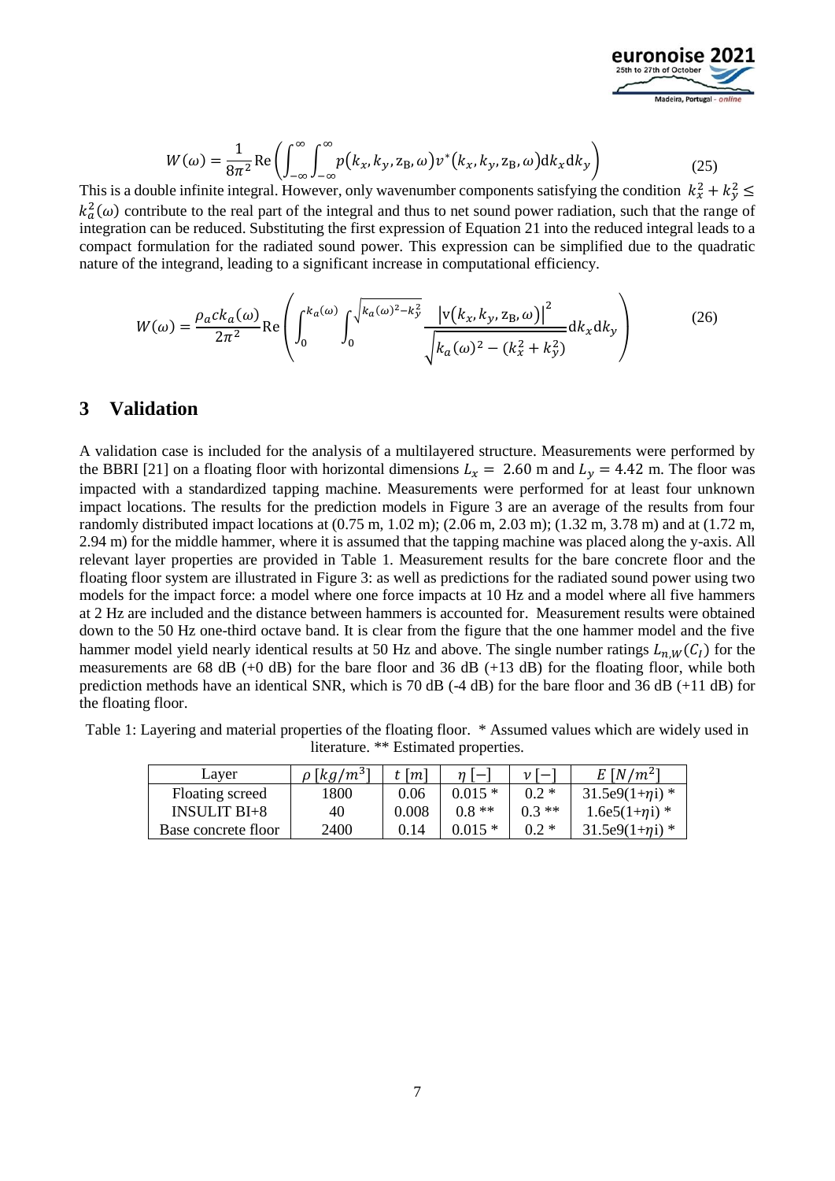$$W(\omega) = \frac{1}{8\pi^2}\mathrm{Re}\left(\int_{-\infty}^{\infty}\int_{-\infty}^{\infty} p(k_x,k_y,\mathrm{z_B},\omega)v^*(k_x,k_y,\mathrm{z_B},\omega)\mathrm{d}k_x\mathrm{d}k_y\right) \tag{25}$$

This is a double infinite integral. However, only wavenumber components satisfying the condition $k_x^2 + k_y^2 \leq k_a^2(\omega)$ contribute to the real part of the integral and thus to net sound power radiation, such that the range of integration can be reduced. Substituting the first expression of Equation 21 into the reduced integral leads to a compact formulation for the radiated sound power. This expression can be simplified due to the quadratic nature of the integrand, leading to a significant increase in computational efficiency.

$$W(\omega) = \frac{\rho_a c k_a(\omega)}{2\pi^2}\mathrm{Re}\left(\int_0^{k_a(\omega)}\int_0^{\sqrt{k_a(\omega)^2-k_y^2}} \frac{\left|\mathrm{v}(k_x,k_y,\mathrm{z_B},\omega)\right|^2}{\sqrt{k_a(\omega)^2-(k_x^2+k_y^2)}}\mathrm{d}k_x\mathrm{d}k_y\right) \tag{26}$$

## 3 Validation

A validation case is included for the analysis of a multilayered structure. Measurements were performed by the BBRI [21] on a floating floor with horizontal dimensions $L_x = 2.60$ m and $L_y = 4.42$ m. The floor was impacted with a standardized tapping machine. Measurements were performed for at least four unknown impact locations. The results for the prediction models in Figure 3 are an average of the results from four randomly distributed impact locations at (0.75 m, 1.02 m); (2.06 m, 2.03 m); (1.32 m, 3.78 m) and at (1.72 m, 2.94 m) for the middle hammer, where it is assumed that the tapping machine was placed along the y-axis. All relevant layer properties are provided in Table 1. Measurement results for the bare concrete floor and the floating floor system are illustrated in Figure 3: as well as predictions for the radiated sound power using two models for the impact force: a model where one force impacts at 10 Hz and a model where all five hammers at 2 Hz are included and the distance between hammers is accounted for. Measurement results were obtained down to the 50 Hz one-third octave band. It is clear from the figure that the one hammer model and the five hammer model yield nearly identical results at 50 Hz and above. The single number ratings $L_{n,W}(C_I)$ for the measurements are 68 dB (+0 dB) for the bare floor and 36 dB (+13 dB) for the floating floor, while both prediction methods have an identical SNR, which is 70 dB (-4 dB) for the bare floor and 36 dB (+11 dB) for the floating floor.

Table 1: Layering and material properties of the floating floor. * Assumed values which are widely used in literature. ** Estimated properties.

| Layer | $\rho\ [kg/m^3]$ | $t\ [m]$ | $\eta\ [-]$ | $\nu\ [-]$ | $E\ [N/m^2]$ |
|---|---|---|---|---|---|
| Floating screed | 1800 | 0.06 | 0.015 * | 0.2 * | 31.5e9(1+$\eta$i) * |
| INSULIT BI+8 | 40 | 0.008 | 0.8 ** | 0.3 ** | 1.6e5(1+$\eta$i) * |
| Base concrete floor | 2400 | 0.14 | 0.015 * | 0.2 * | 31.5e9(1+$\eta$i) * |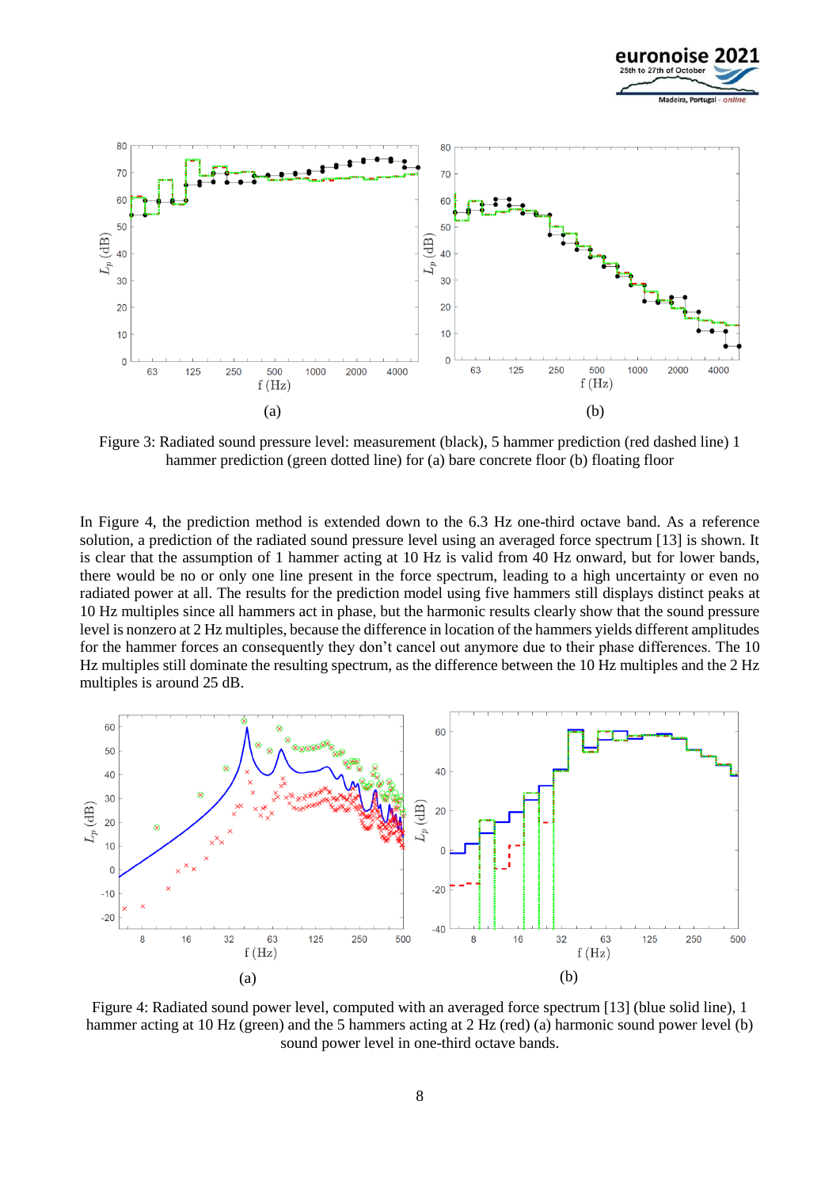Figure 3: Radiated sound pressure level: measurement (black), 5 hammer prediction (red dashed line) 1 hammer prediction (green dotted line) for (a) bare concrete floor (b) floating floor

In Figure 4, the prediction method is extended down to the 6.3 Hz one-third octave band. As a reference solution, a prediction of the radiated sound pressure level using an averaged force spectrum [13] is shown. It is clear that the assumption of 1 hammer acting at 10 Hz is valid from 40 Hz onward, but for lower bands, there would be no or only one line present in the force spectrum, leading to a high uncertainty or even no radiated power at all. The results for the prediction model using five hammers still displays distinct peaks at 10 Hz multiples since all hammers act in phase, but the harmonic results clearly show that the sound pressure level is nonzero at 2 Hz multiples, because the difference in location of the hammers yields different amplitudes for the hammer forces an consequently they don't cancel out anymore due to their phase differences. The 10 Hz multiples still dominate the resulting spectrum, as the difference between the 10 Hz multiples and the 2 Hz multiples is around 25 dB.

Figure 4: Radiated sound power level, computed with an averaged force spectrum [13] (blue solid line), 1 hammer acting at 10 Hz (green) and the 5 hammers acting at 2 Hz (red) (a) harmonic sound power level (b) sound power level in one-third octave bands.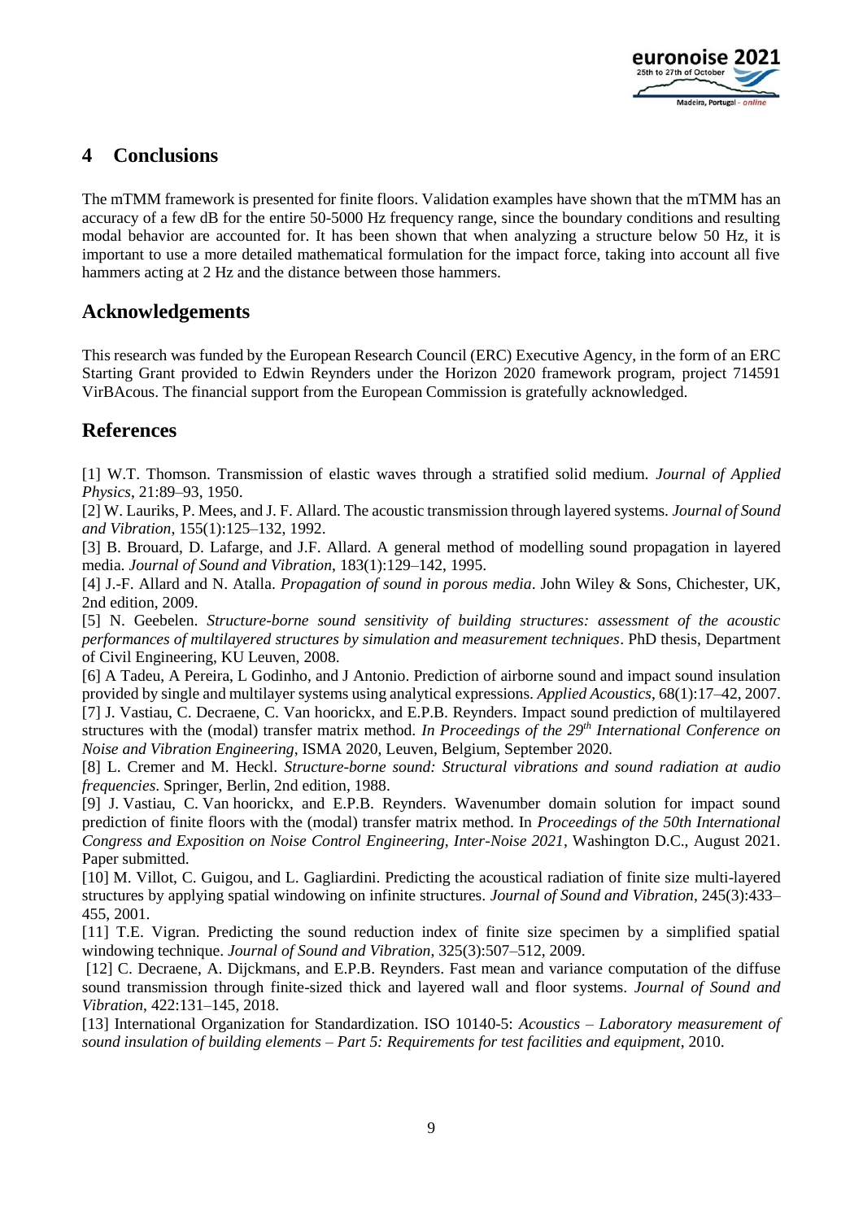## 4 Conclusions

The mTMM framework is presented for finite floors. Validation examples have shown that the mTMM has an accuracy of a few dB for the entire 50-5000 Hz frequency range, since the boundary conditions and resulting modal behavior are accounted for. It has been shown that when analyzing a structure below 50 Hz, it is important to use a more detailed mathematical formulation for the impact force, taking into account all five hammers acting at 2 Hz and the distance between those hammers.

## Acknowledgements

This research was funded by the European Research Council (ERC) Executive Agency, in the form of an ERC Starting Grant provided to Edwin Reynders under the Horizon 2020 framework program, project 714591 VirBAcous. The financial support from the European Commission is gratefully acknowledged.

## References

[1] W.T. Thomson. Transmission of elastic waves through a stratified solid medium. *Journal of Applied Physics*, 21:89–93, 1950.

[2] W. Lauriks, P. Mees, and J. F. Allard. The acoustic transmission through layered systems. *Journal of Sound and Vibration*, 155(1):125–132, 1992.

[3] B. Brouard, D. Lafarge, and J.F. Allard. A general method of modelling sound propagation in layered media. *Journal of Sound and Vibration*, 183(1):129–142, 1995.

[4] J.-F. Allard and N. Atalla. *Propagation of sound in porous media*. John Wiley & Sons, Chichester, UK, 2nd edition, 2009.

[5] N. Geebelen. *Structure-borne sound sensitivity of building structures: assessment of the acoustic performances of multilayered structures by simulation and measurement techniques*. PhD thesis, Department of Civil Engineering, KU Leuven, 2008.

[6] A Tadeu, A Pereira, L Godinho, and J Antonio. Prediction of airborne sound and impact sound insulation provided by single and multilayer systems using analytical expressions. *Applied Acoustics*, 68(1):17–42, 2007.

[7] J. Vastiau, C. Decraene, C. Van hoorickx, and E.P.B. Reynders. Impact sound prediction of multilayered structures with the (modal) transfer matrix method. *In Proceedings of the 29th International Conference on Noise and Vibration Engineering*, ISMA 2020, Leuven, Belgium, September 2020.

[8] L. Cremer and M. Heckl. *Structure-borne sound: Structural vibrations and sound radiation at audio frequencies*. Springer, Berlin, 2nd edition, 1988.

[9] J. Vastiau, C. Van hoorickx, and E.P.B. Reynders. Wavenumber domain solution for impact sound prediction of finite floors with the (modal) transfer matrix method. In *Proceedings of the 50th International Congress and Exposition on Noise Control Engineering, Inter-Noise 2021*, Washington D.C., August 2021. Paper submitted.

[10] M. Villot, C. Guigou, and L. Gagliardini. Predicting the acoustical radiation of finite size multi-layered structures by applying spatial windowing on infinite structures. *Journal of Sound and Vibration*, 245(3):433–455, 2001.

[11] T.E. Vigran. Predicting the sound reduction index of finite size specimen by a simplified spatial windowing technique. *Journal of Sound and Vibration*, 325(3):507–512, 2009.

[12] C. Decraene, A. Dijckmans, and E.P.B. Reynders. Fast mean and variance computation of the diffuse sound transmission through finite-sized thick and layered wall and floor systems. *Journal of Sound and Vibration*, 422:131–145, 2018.

[13] International Organization for Standardization. ISO 10140-5: *Acoustics – Laboratory measurement of sound insulation of building elements – Part 5: Requirements for test facilities and equipment*, 2010.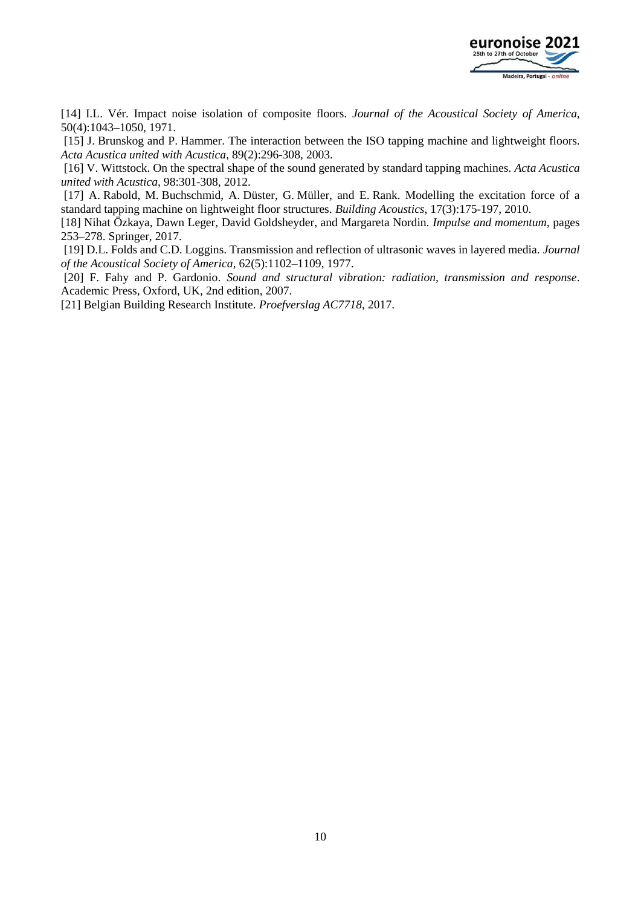[14] I.L. Vér. Impact noise isolation of composite floors. *Journal of the Acoustical Society of America*, 50(4):1043–1050, 1971.

[15] J. Brunskog and P. Hammer. The interaction between the ISO tapping machine and lightweight floors. *Acta Acustica united with Acustica*, 89(2):296-308, 2003.

[16] V. Wittstock. On the spectral shape of the sound generated by standard tapping machines. *Acta Acustica united with Acustica*, 98:301-308, 2012.

[17] A. Rabold, M. Buchschmid, A. Düster, G. Müller, and E. Rank. Modelling the excitation force of a standard tapping machine on lightweight floor structures. *Building Acoustics*, 17(3):175-197, 2010.

[18] Nihat Özkaya, Dawn Leger, David Goldsheyder, and Margareta Nordin. *Impulse and momentum*, pages 253–278. Springer, 2017.

[19] D.L. Folds and C.D. Loggins. Transmission and reflection of ultrasonic waves in layered media. *Journal of the Acoustical Society of America*, 62(5):1102–1109, 1977.

[20] F. Fahy and P. Gardonio. *Sound and structural vibration: radiation, transmission and response*. Academic Press, Oxford, UK, 2nd edition, 2007.

[21] Belgian Building Research Institute. *Proefverslag AC7718*, 2017.